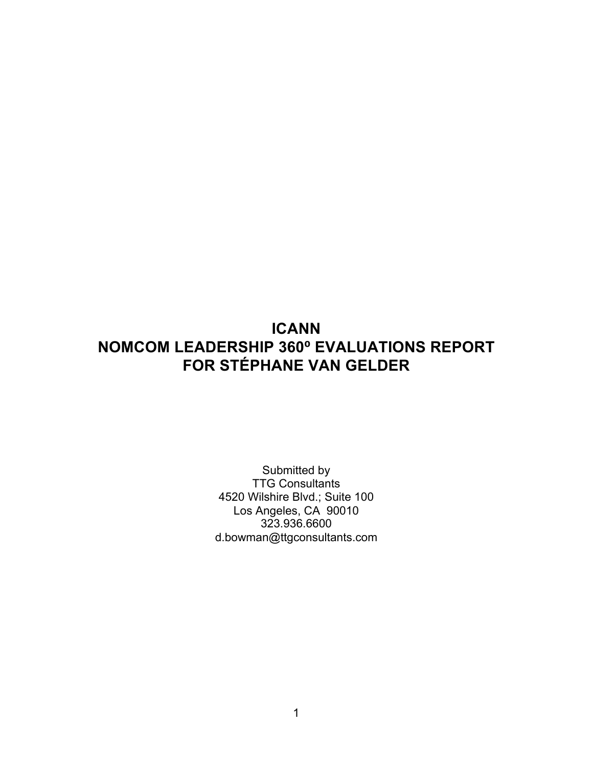# ICANN
# NOMCOM LEADERSHIP 360º EVALUATIONS REPORT
# FOR STÉPHANE VAN GELDER

Submitted by
TTG Consultants
4520 Wilshire Blvd.; Suite 100
Los Angeles, CA 90010
323.936.6600
d.bowman@ttgconsultants.com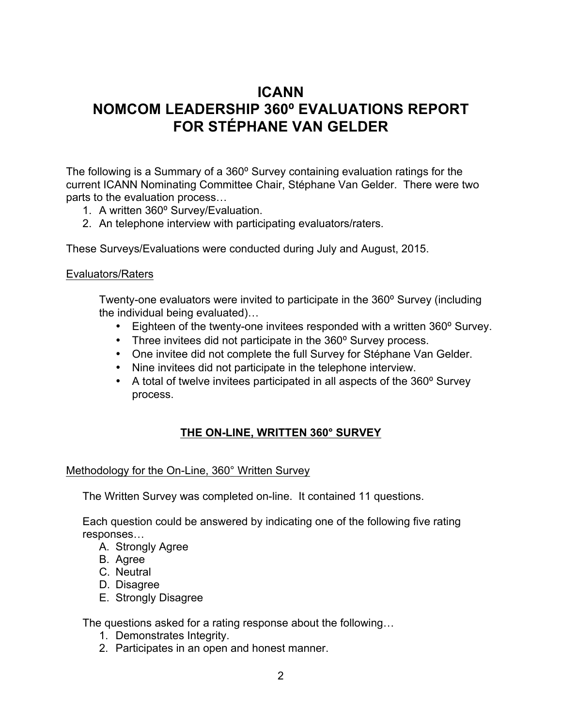# ICANN
# NOMCOM LEADERSHIP 360º EVALUATIONS REPORT
# FOR STÉPHANE VAN GELDER

The following is a Summary of a 360º Survey containing evaluation ratings for the current ICANN Nominating Committee Chair, Stéphane Van Gelder. There were two parts to the evaluation process…

1. A written 360º Survey/Evaluation.
2. An telephone interview with participating evaluators/raters.

These Surveys/Evaluations were conducted during July and August, 2015.

Evaluators/Raters

Twenty-one evaluators were invited to participate in the 360º Survey (including the individual being evaluated)…

- Eighteen of the twenty-one invitees responded with a written 360º Survey.
- Three invitees did not participate in the 360º Survey process.
- One invitee did not complete the full Survey for Stéphane Van Gelder.
- Nine invitees did not participate in the telephone interview.
- A total of twelve invitees participated in all aspects of the 360º Survey process.

## THE ON-LINE, WRITTEN 360° SURVEY

Methodology for the On-Line, 360° Written Survey

The Written Survey was completed on-line. It contained 11 questions.

Each question could be answered by indicating one of the following five rating responses…

A. Strongly Agree
B. Agree
C. Neutral
D. Disagree
E. Strongly Disagree

The questions asked for a rating response about the following…

1. Demonstrates Integrity.
2. Participates in an open and honest manner.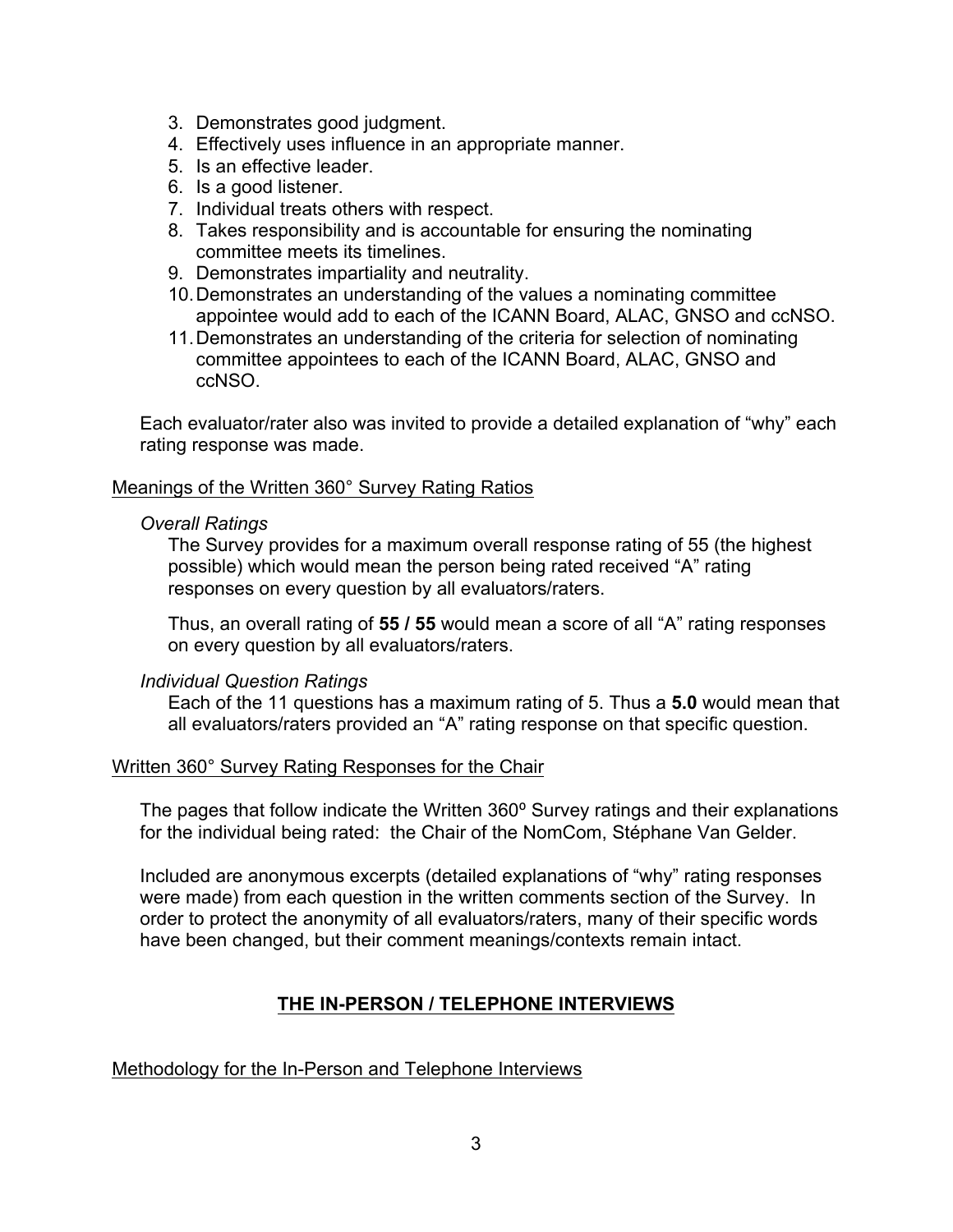3. Demonstrates good judgment.
4. Effectively uses influence in an appropriate manner.
5. Is an effective leader.
6. Is a good listener.
7. Individual treats others with respect.
8. Takes responsibility and is accountable for ensuring the nominating committee meets its timelines.
9. Demonstrates impartiality and neutrality.
10. Demonstrates an understanding of the values a nominating committee appointee would add to each of the ICANN Board, ALAC, GNSO and ccNSO.
11. Demonstrates an understanding of the criteria for selection of nominating committee appointees to each of the ICANN Board, ALAC, GNSO and ccNSO.

Each evaluator/rater also was invited to provide a detailed explanation of "why" each rating response was made.

Meanings of the Written 360° Survey Rating Ratios

*Overall Ratings*

The Survey provides for a maximum overall response rating of 55 (the highest possible) which would mean the person being rated received "A" rating responses on every question by all evaluators/raters.

Thus, an overall rating of **55 / 55** would mean a score of all "A" rating responses on every question by all evaluators/raters.

*Individual Question Ratings*

Each of the 11 questions has a maximum rating of 5. Thus a **5.0** would mean that all evaluators/raters provided an "A" rating response on that specific question.

Written 360° Survey Rating Responses for the Chair

The pages that follow indicate the Written 360º Survey ratings and their explanations for the individual being rated: the Chair of the NomCom, Stéphane Van Gelder.

Included are anonymous excerpts (detailed explanations of "why" rating responses were made) from each question in the written comments section of the Survey. In order to protect the anonymity of all evaluators/raters, many of their specific words have been changed, but their comment meanings/contexts remain intact.

## THE IN-PERSON / TELEPHONE INTERVIEWS

Methodology for the In-Person and Telephone Interviews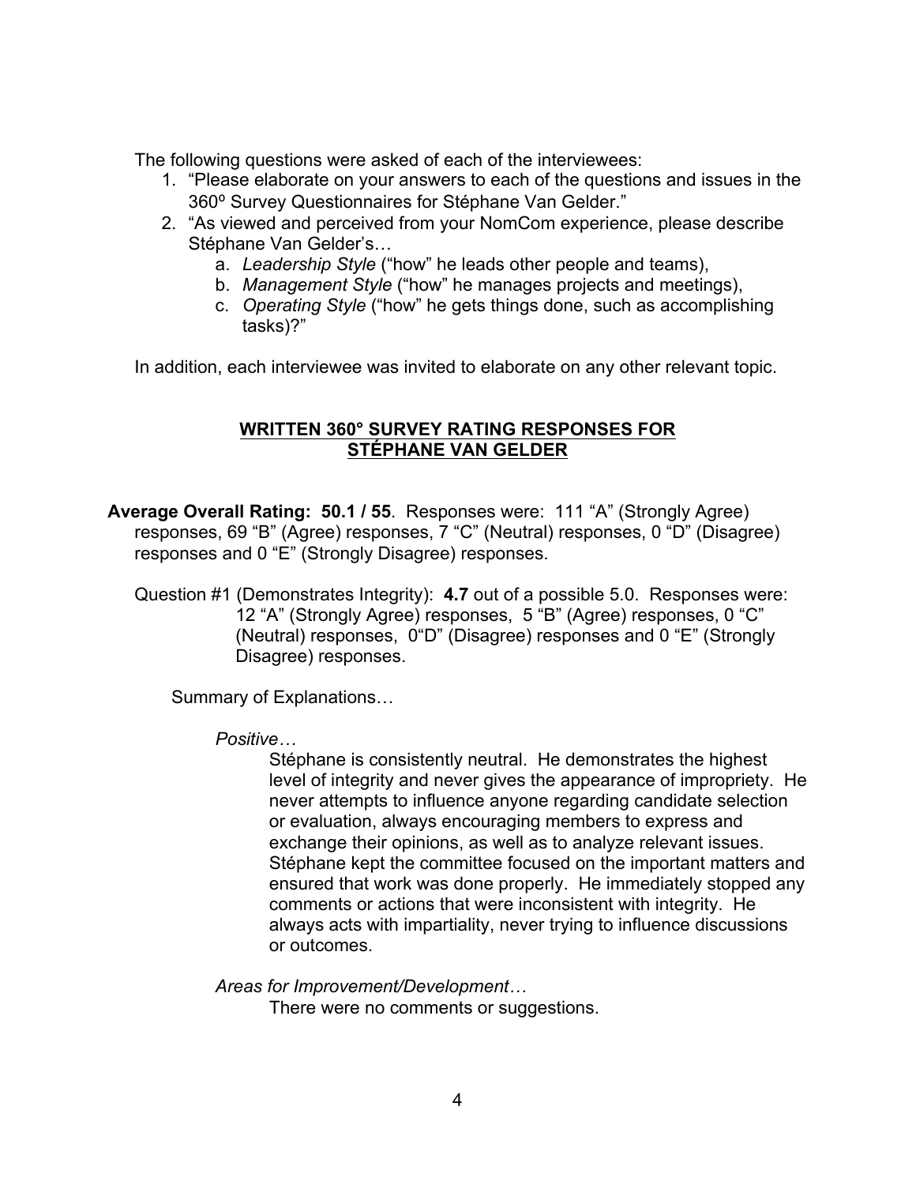The following questions were asked of each of the interviewees:

1. "Please elaborate on your answers to each of the questions and issues in the 360º Survey Questionnaires for Stéphane Van Gelder."
2. "As viewed and perceived from your NomCom experience, please describe Stéphane Van Gelder's…
   a. *Leadership Style* ("how" he leads other people and teams),
   b. *Management Style* ("how" he manages projects and meetings),
   c. *Operating Style* ("how" he gets things done, such as accomplishing tasks)?"

In addition, each interviewee was invited to elaborate on any other relevant topic.

## WRITTEN 360° SURVEY RATING RESPONSES FOR STÉPHANE VAN GELDER

**Average Overall Rating: 50.1 / 55**. Responses were: 111 "A" (Strongly Agree) responses, 69 "B" (Agree) responses, 7 "C" (Neutral) responses, 0 "D" (Disagree) responses and 0 "E" (Strongly Disagree) responses.

Question #1 (Demonstrates Integrity): **4.7** out of a possible 5.0. Responses were: 12 "A" (Strongly Agree) responses, 5 "B" (Agree) responses, 0 "C" (Neutral) responses, 0"D" (Disagree) responses and 0 "E" (Strongly Disagree) responses.

Summary of Explanations…

*Positive…*

Stéphane is consistently neutral. He demonstrates the highest level of integrity and never gives the appearance of impropriety. He never attempts to influence anyone regarding candidate selection or evaluation, always encouraging members to express and exchange their opinions, as well as to analyze relevant issues. Stéphane kept the committee focused on the important matters and ensured that work was done properly. He immediately stopped any comments or actions that were inconsistent with integrity. He always acts with impartiality, never trying to influence discussions or outcomes.

*Areas for Improvement/Development…*

There were no comments or suggestions.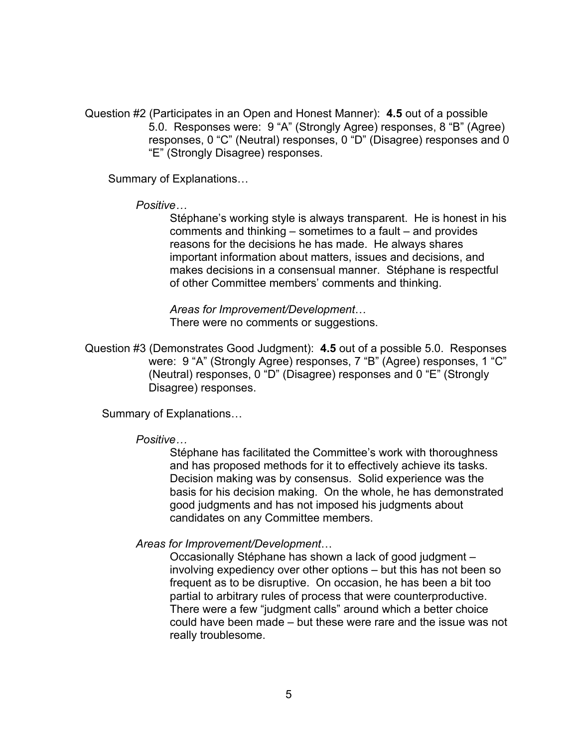Question #2 (Participates in an Open and Honest Manner): **4.5** out of a possible 5.0. Responses were: 9 “A” (Strongly Agree) responses, 8 “B” (Agree) responses, 0 “C” (Neutral) responses, 0 “D” (Disagree) responses and 0 “E” (Strongly Disagree) responses.

Summary of Explanations…

*Positive…*

Stéphane’s working style is always transparent. He is honest in his comments and thinking – sometimes to a fault – and provides reasons for the decisions he has made. He always shares important information about matters, issues and decisions, and makes decisions in a consensual manner. Stéphane is respectful of other Committee members’ comments and thinking.

*Areas for Improvement/Development…*

There were no comments or suggestions.

Question #3 (Demonstrates Good Judgment): **4.5** out of a possible 5.0. Responses were: 9 “A” (Strongly Agree) responses, 7 “B” (Agree) responses, 1 “C” (Neutral) responses, 0 “D” (Disagree) responses and 0 “E” (Strongly Disagree) responses.

Summary of Explanations…

*Positive…*

Stéphane has facilitated the Committee’s work with thoroughness and has proposed methods for it to effectively achieve its tasks. Decision making was by consensus. Solid experience was the basis for his decision making. On the whole, he has demonstrated good judgments and has not imposed his judgments about candidates on any Committee members.

*Areas for Improvement/Development…*

Occasionally Stéphane has shown a lack of good judgment – involving expediency over other options – but this has not been so frequent as to be disruptive. On occasion, he has been a bit too partial to arbitrary rules of process that were counterproductive. There were a few “judgment calls” around which a better choice could have been made – but these were rare and the issue was not really troublesome.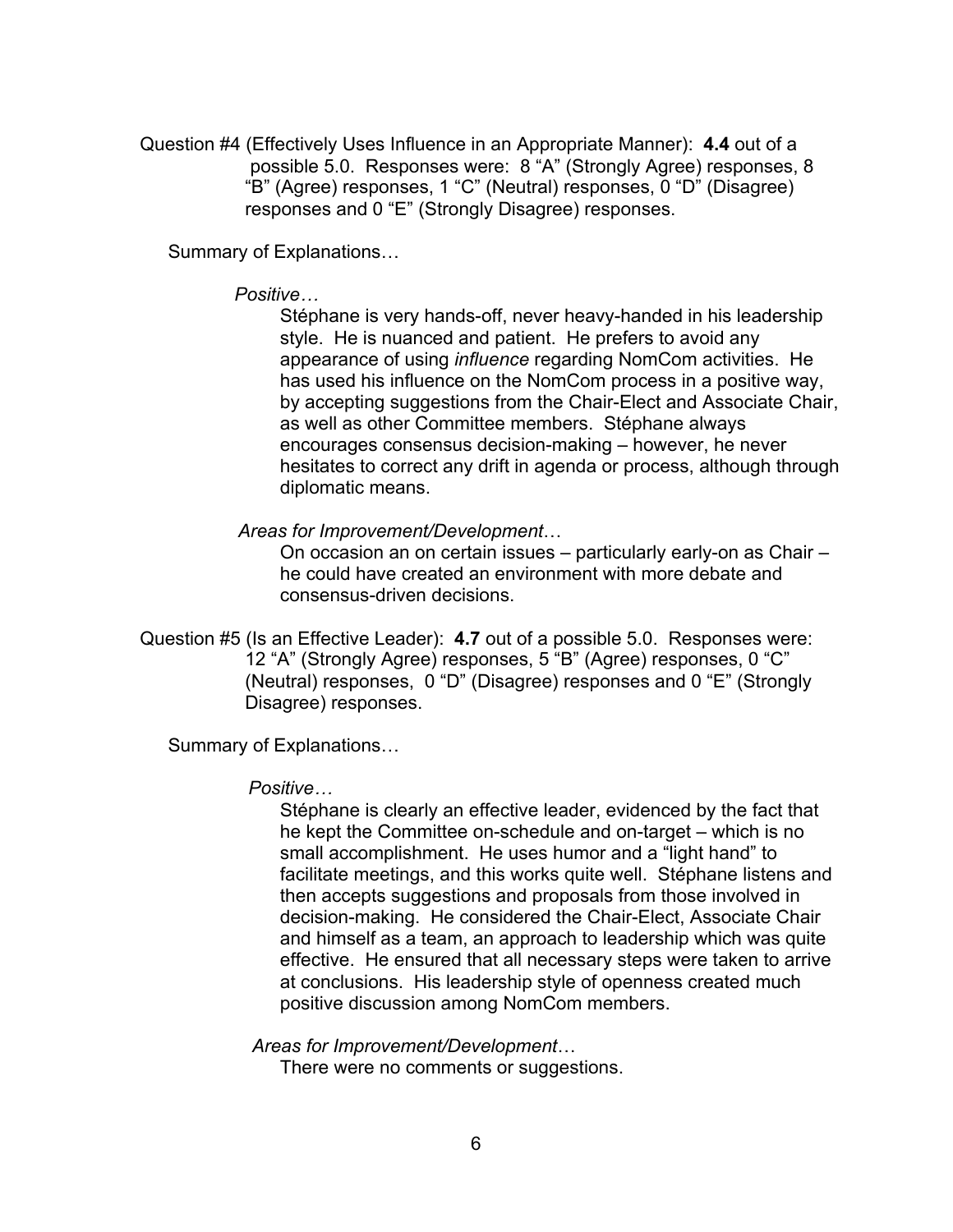Question #4 (Effectively Uses Influence in an Appropriate Manner): **4.4** out of a possible 5.0. Responses were: 8 "A" (Strongly Agree) responses, 8 "B" (Agree) responses, 1 "C" (Neutral) responses, 0 "D" (Disagree) responses and 0 "E" (Strongly Disagree) responses.

Summary of Explanations…

*Positive…*

Stéphane is very hands-off, never heavy-handed in his leadership style. He is nuanced and patient. He prefers to avoid any appearance of using *influence* regarding NomCom activities. He has used his influence on the NomCom process in a positive way, by accepting suggestions from the Chair-Elect and Associate Chair, as well as other Committee members. Stéphane always encourages consensus decision-making – however, he never hesitates to correct any drift in agenda or process, although through diplomatic means.

*Areas for Improvement/Development*…

On occasion an on certain issues – particularly early-on as Chair – he could have created an environment with more debate and consensus-driven decisions.

Question #5 (Is an Effective Leader): **4.7** out of a possible 5.0. Responses were: 12 "A" (Strongly Agree) responses, 5 "B" (Agree) responses, 0 "C" (Neutral) responses, 0 "D" (Disagree) responses and 0 "E" (Strongly Disagree) responses.

Summary of Explanations…

*Positive…*

Stéphane is clearly an effective leader, evidenced by the fact that he kept the Committee on-schedule and on-target – which is no small accomplishment. He uses humor and a "light hand" to facilitate meetings, and this works quite well. Stéphane listens and then accepts suggestions and proposals from those involved in decision-making. He considered the Chair-Elect, Associate Chair and himself as a team, an approach to leadership which was quite effective. He ensured that all necessary steps were taken to arrive at conclusions. His leadership style of openness created much positive discussion among NomCom members.

*Areas for Improvement/Development*…

There were no comments or suggestions.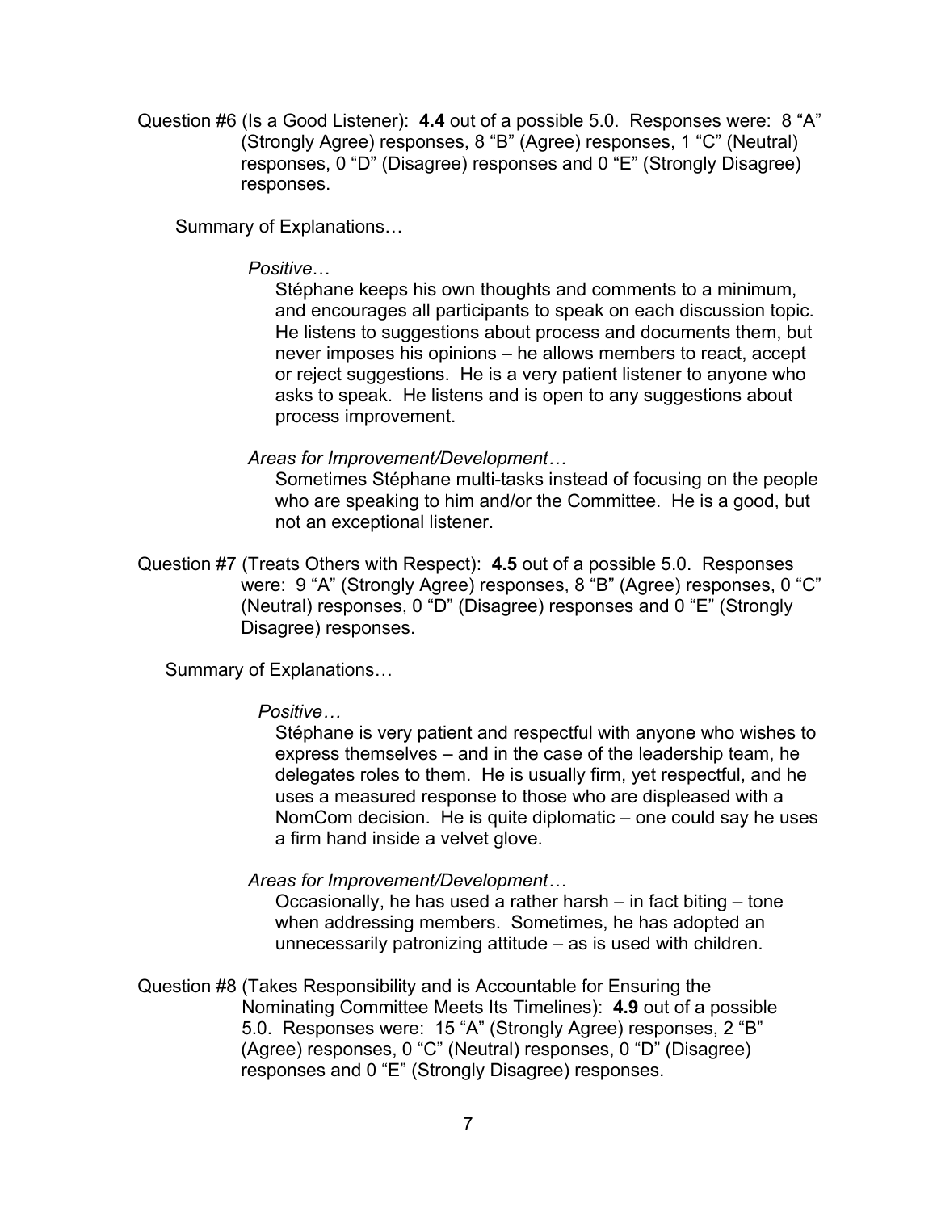Question #6 (Is a Good Listener): **4.4** out of a possible 5.0. Responses were: 8 "A" (Strongly Agree) responses, 8 "B" (Agree) responses, 1 "C" (Neutral) responses, 0 "D" (Disagree) responses and 0 "E" (Strongly Disagree) responses.

Summary of Explanations…

*Positive…*

Stéphane keeps his own thoughts and comments to a minimum, and encourages all participants to speak on each discussion topic. He listens to suggestions about process and documents them, but never imposes his opinions – he allows members to react, accept or reject suggestions. He is a very patient listener to anyone who asks to speak. He listens and is open to any suggestions about process improvement.

*Areas for Improvement/Development…*

Sometimes Stéphane multi-tasks instead of focusing on the people who are speaking to him and/or the Committee. He is a good, but not an exceptional listener.

Question #7 (Treats Others with Respect): **4.5** out of a possible 5.0. Responses were: 9 "A" (Strongly Agree) responses, 8 "B" (Agree) responses, 0 "C" (Neutral) responses, 0 "D" (Disagree) responses and 0 "E" (Strongly Disagree) responses.

Summary of Explanations…

*Positive…*

Stéphane is very patient and respectful with anyone who wishes to express themselves – and in the case of the leadership team, he delegates roles to them. He is usually firm, yet respectful, and he uses a measured response to those who are displeased with a NomCom decision. He is quite diplomatic – one could say he uses a firm hand inside a velvet glove.

*Areas for Improvement/Development…*

Occasionally, he has used a rather harsh – in fact biting – tone when addressing members. Sometimes, he has adopted an unnecessarily patronizing attitude – as is used with children.

Question #8 (Takes Responsibility and is Accountable for Ensuring the Nominating Committee Meets Its Timelines): **4.9** out of a possible 5.0. Responses were: 15 "A" (Strongly Agree) responses, 2 "B" (Agree) responses, 0 "C" (Neutral) responses, 0 "D" (Disagree) responses and 0 "E" (Strongly Disagree) responses.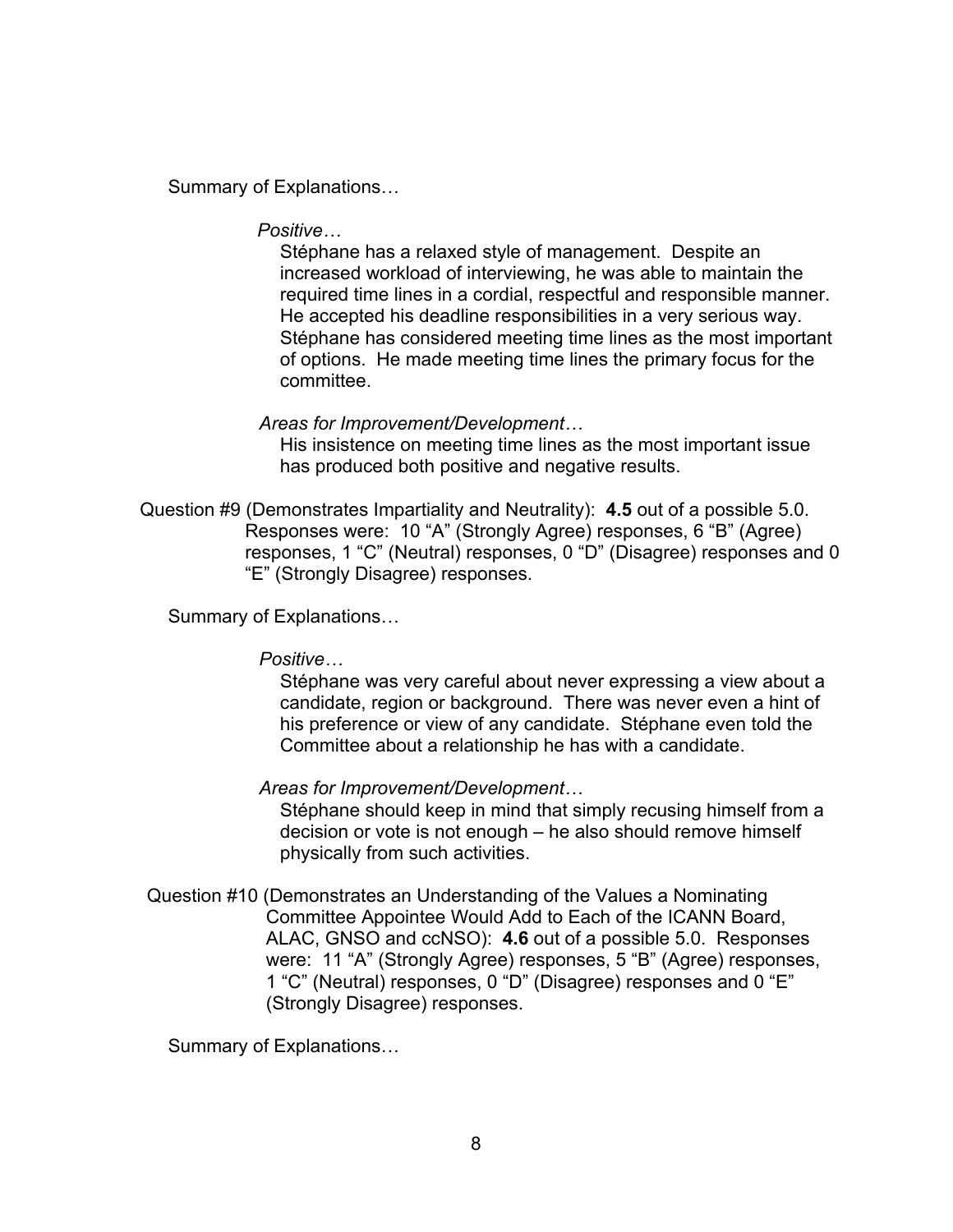Summary of Explanations…

*Positive…*

Stéphane has a relaxed style of management. Despite an increased workload of interviewing, he was able to maintain the required time lines in a cordial, respectful and responsible manner. He accepted his deadline responsibilities in a very serious way. Stéphane has considered meeting time lines as the most important of options. He made meeting time lines the primary focus for the committee.

*Areas for Improvement/Development…*

His insistence on meeting time lines as the most important issue has produced both positive and negative results.

Question #9 (Demonstrates Impartiality and Neutrality): **4.5** out of a possible 5.0. Responses were: 10 "A" (Strongly Agree) responses, 6 "B" (Agree) responses, 1 "C" (Neutral) responses, 0 "D" (Disagree) responses and 0 "E" (Strongly Disagree) responses.

Summary of Explanations…

*Positive…*

Stéphane was very careful about never expressing a view about a candidate, region or background. There was never even a hint of his preference or view of any candidate. Stéphane even told the Committee about a relationship he has with a candidate.

*Areas for Improvement/Development…*

Stéphane should keep in mind that simply recusing himself from a decision or vote is not enough – he also should remove himself physically from such activities.

Question #10 (Demonstrates an Understanding of the Values a Nominating Committee Appointee Would Add to Each of the ICANN Board, ALAC, GNSO and ccNSO): **4.6** out of a possible 5.0. Responses were: 11 "A" (Strongly Agree) responses, 5 "B" (Agree) responses, 1 "C" (Neutral) responses, 0 "D" (Disagree) responses and 0 "E" (Strongly Disagree) responses.

Summary of Explanations…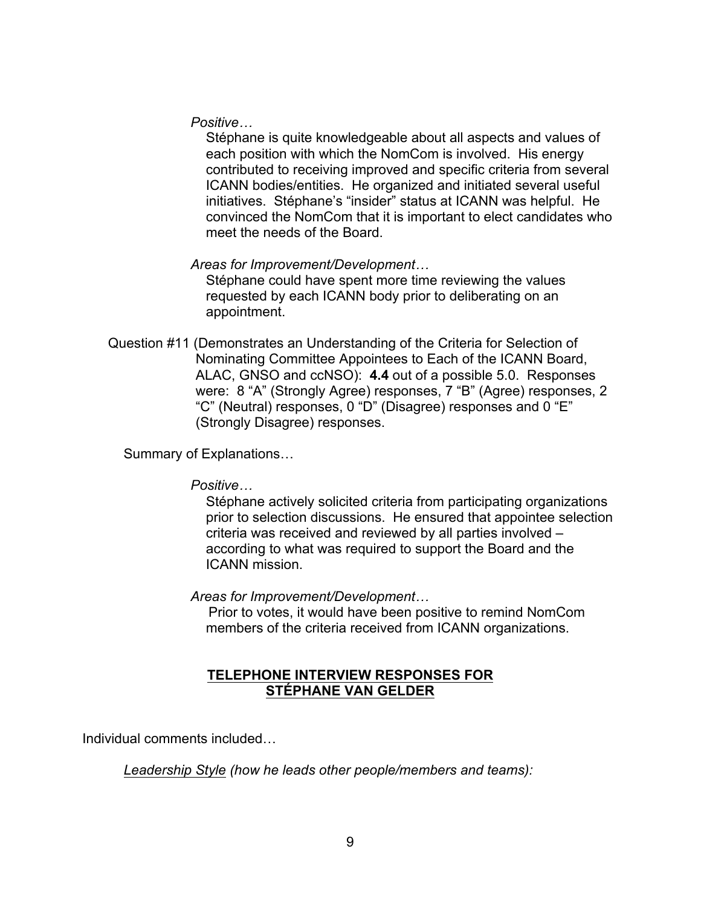*Positive…*

Stéphane is quite knowledgeable about all aspects and values of each position with which the NomCom is involved. His energy contributed to receiving improved and specific criteria from several ICANN bodies/entities. He organized and initiated several useful initiatives. Stéphane's "insider" status at ICANN was helpful. He convinced the NomCom that it is important to elect candidates who meet the needs of the Board.

*Areas for Improvement/Development…*

Stéphane could have spent more time reviewing the values requested by each ICANN body prior to deliberating on an appointment.

Question #11 (Demonstrates an Understanding of the Criteria for Selection of Nominating Committee Appointees to Each of the ICANN Board, ALAC, GNSO and ccNSO): **4.4** out of a possible 5.0. Responses were: 8 "A" (Strongly Agree) responses, 7 "B" (Agree) responses, 2 "C" (Neutral) responses, 0 "D" (Disagree) responses and 0 "E" (Strongly Disagree) responses.

Summary of Explanations…

*Positive…*

Stéphane actively solicited criteria from participating organizations prior to selection discussions. He ensured that appointee selection criteria was received and reviewed by all parties involved – according to what was required to support the Board and the ICANN mission.

*Areas for Improvement/Development…*

Prior to votes, it would have been positive to remind NomCom members of the criteria received from ICANN organizations.

## TELEPHONE INTERVIEW RESPONSES FOR STÉPHANE VAN GELDER

Individual comments included…

*Leadership Style (how he leads other people/members and teams):*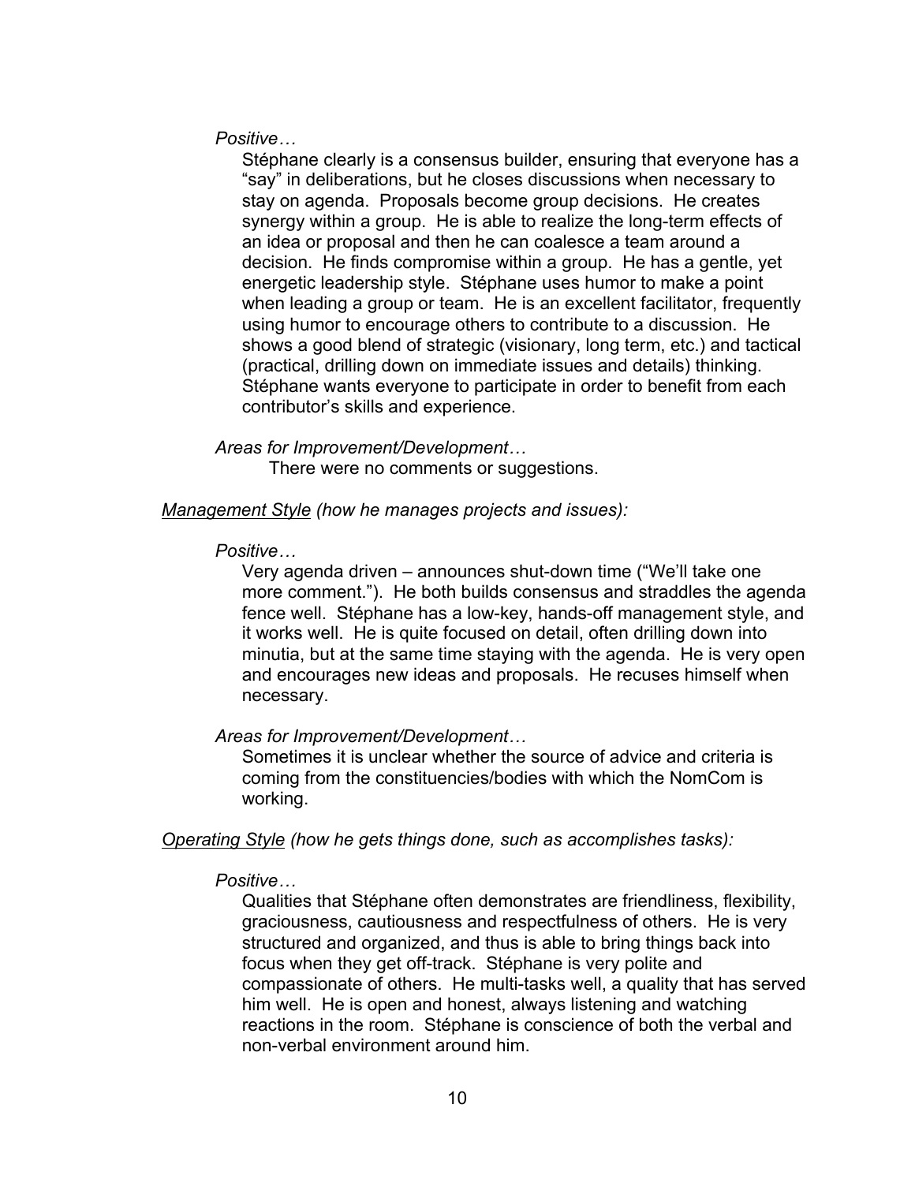*Positive…*

Stéphane clearly is a consensus builder, ensuring that everyone has a "say" in deliberations, but he closes discussions when necessary to stay on agenda. Proposals become group decisions. He creates synergy within a group. He is able to realize the long-term effects of an idea or proposal and then he can coalesce a team around a decision. He finds compromise within a group. He has a gentle, yet energetic leadership style. Stéphane uses humor to make a point when leading a group or team. He is an excellent facilitator, frequently using humor to encourage others to contribute to a discussion. He shows a good blend of strategic (visionary, long term, etc.) and tactical (practical, drilling down on immediate issues and details) thinking. Stéphane wants everyone to participate in order to benefit from each contributor's skills and experience.

*Areas for Improvement/Development…*

There were no comments or suggestions.

<u>Management Style</u> *(how he manages projects and issues):*

*Positive…*

Very agenda driven – announces shut-down time ("We'll take one more comment."). He both builds consensus and straddles the agenda fence well. Stéphane has a low-key, hands-off management style, and it works well. He is quite focused on detail, often drilling down into minutia, but at the same time staying with the agenda. He is very open and encourages new ideas and proposals. He recuses himself when necessary.

*Areas for Improvement/Development…*

Sometimes it is unclear whether the source of advice and criteria is coming from the constituencies/bodies with which the NomCom is working.

<u>Operating Style</u> *(how he gets things done, such as accomplishes tasks):*

*Positive…*

Qualities that Stéphane often demonstrates are friendliness, flexibility, graciousness, cautiousness and respectfulness of others. He is very structured and organized, and thus is able to bring things back into focus when they get off-track. Stéphane is very polite and compassionate of others. He multi-tasks well, a quality that has served him well. He is open and honest, always listening and watching reactions in the room. Stéphane is conscience of both the verbal and non-verbal environment around him.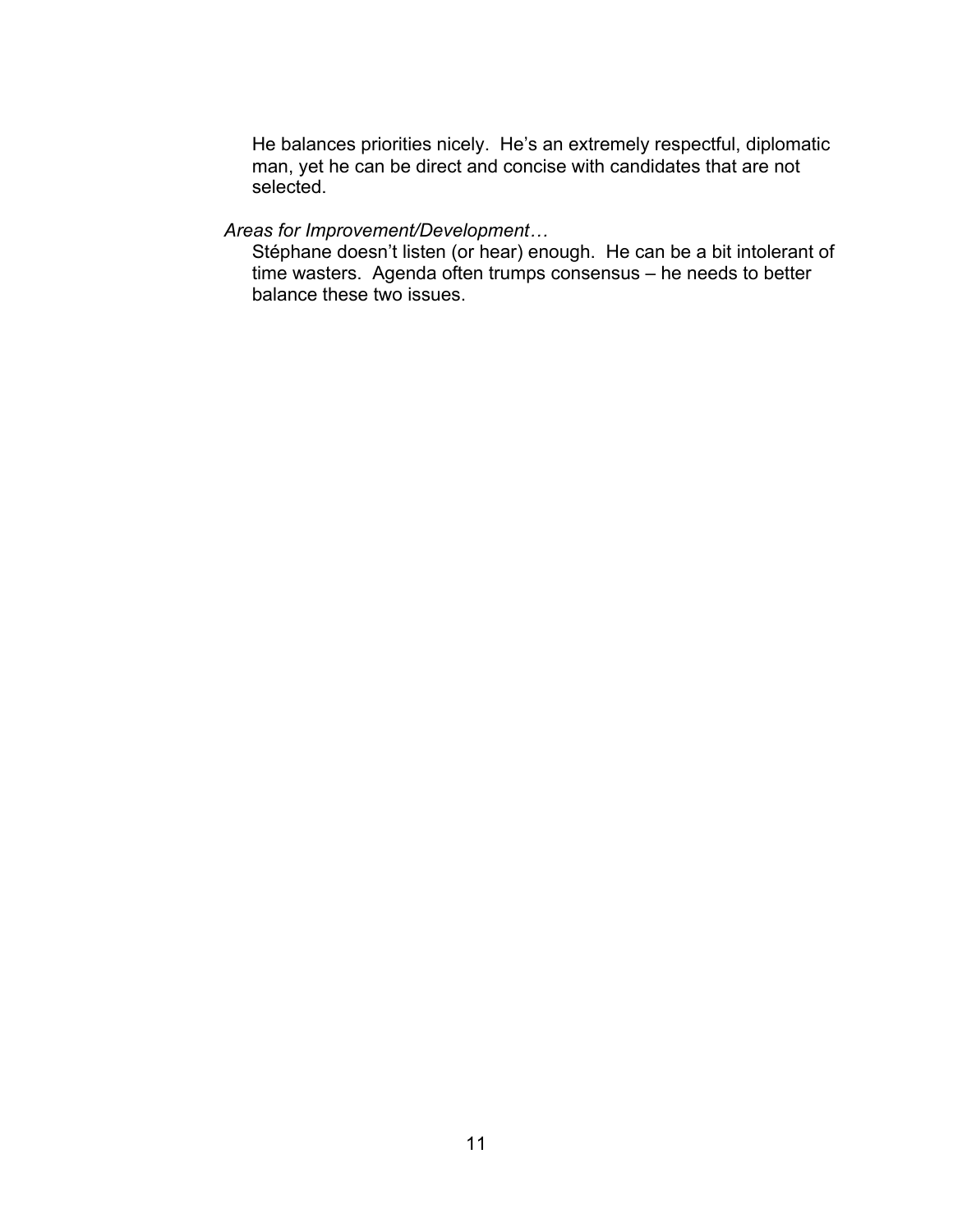He balances priorities nicely.  He's an extremely respectful, diplomatic man, yet he can be direct and concise with candidates that are not selected.

*Areas for Improvement/Development…*

Stéphane doesn't listen (or hear) enough.  He can be a bit intolerant of time wasters.  Agenda often trumps consensus – he needs to better balance these two issues.